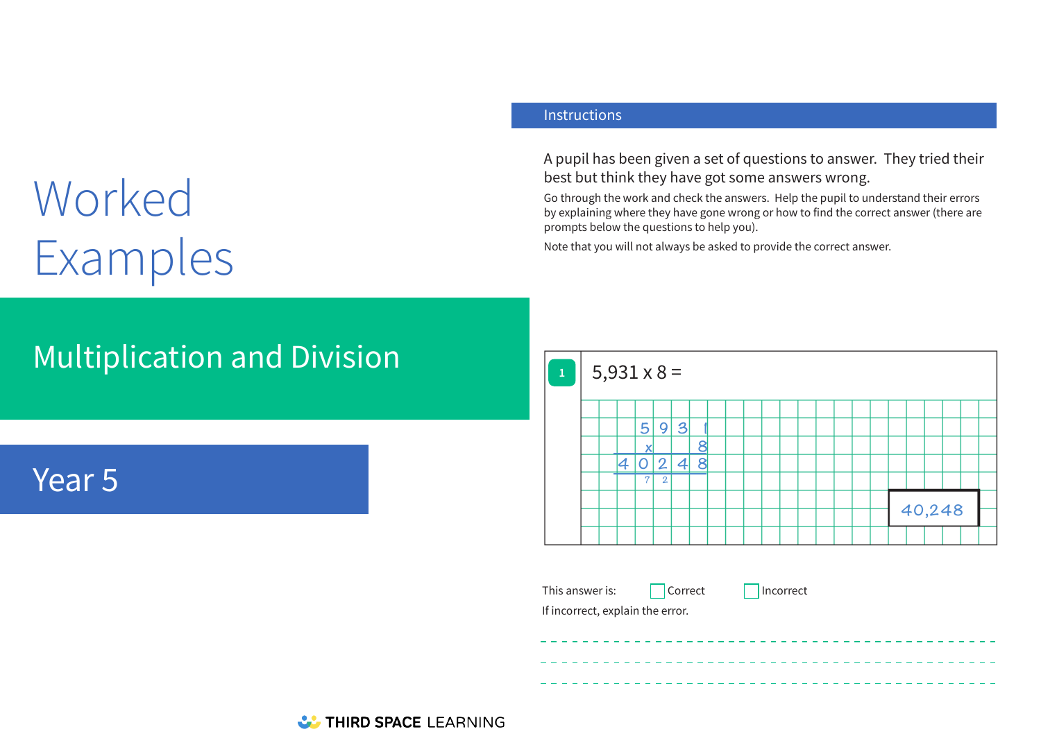# Worked Examples

## Multiplication and Division

## Year 5

### Instructions

A pupil has been given a set of questions to answer. They tried their best but think they have got some answers wrong.

Go through the work and check the answers. Help the pupil to understand their errors by explaining where they have gone wrong or how to find the correct answer (there are prompts below the questions to help you).

Note that you will not always be asked to provide the correct answer.

**1** 5,931 x 8 =

```
  5 9 3 1
x       8
4 0 2 4 8
  7 2
```

**40,248**

This answer is: ☐ Correct ☐ Incorrect

If incorrect, explain the error.

---

---

---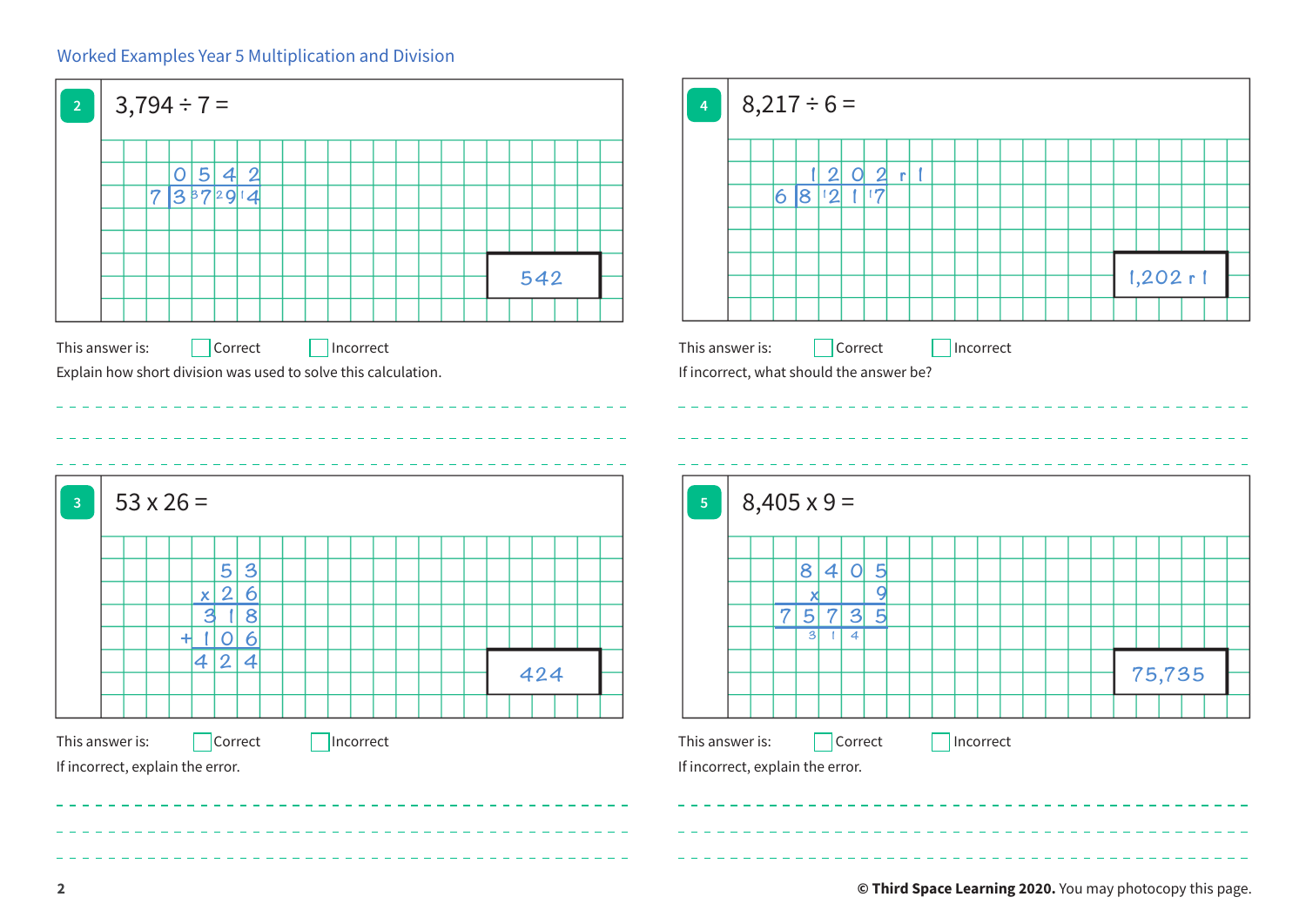Worked Examples Year 5 Multiplication and Division

**2** 3,794 ÷ 7 =

```
    0 5 4 2
7 | 3 ³7 ²9 ¹4
```

Answer: 542

This answer is: ☐ Correct ☐ Incorrect

Explain how short division was used to solve this calculation.

---

**4** 8,217 ÷ 6 =

```
    1  2  0  2 r 1
6 | 8 ¹2  1 ¹7
```

Answer: 1,202 r 1

This answer is: ☐ Correct ☐ Incorrect

If incorrect, what should the answer be?

---

**3** 53 x 26 =

```
      5 3
    x 2 6
    3 1 8
  + 1 0 6
    4 2 4
```

Answer: 424

This answer is: ☐ Correct ☐ Incorrect

If incorrect, explain the error.

---

**5** 8,405 x 9 =

```
    8 4 0 5
  x       9
  7 5 7 3 5
    3 1 4
```

Answer: 75,735

This answer is: ☐ Correct ☐ Incorrect

If incorrect, explain the error.

---

**© Third Space Learning 2020.** You may photocopy this page.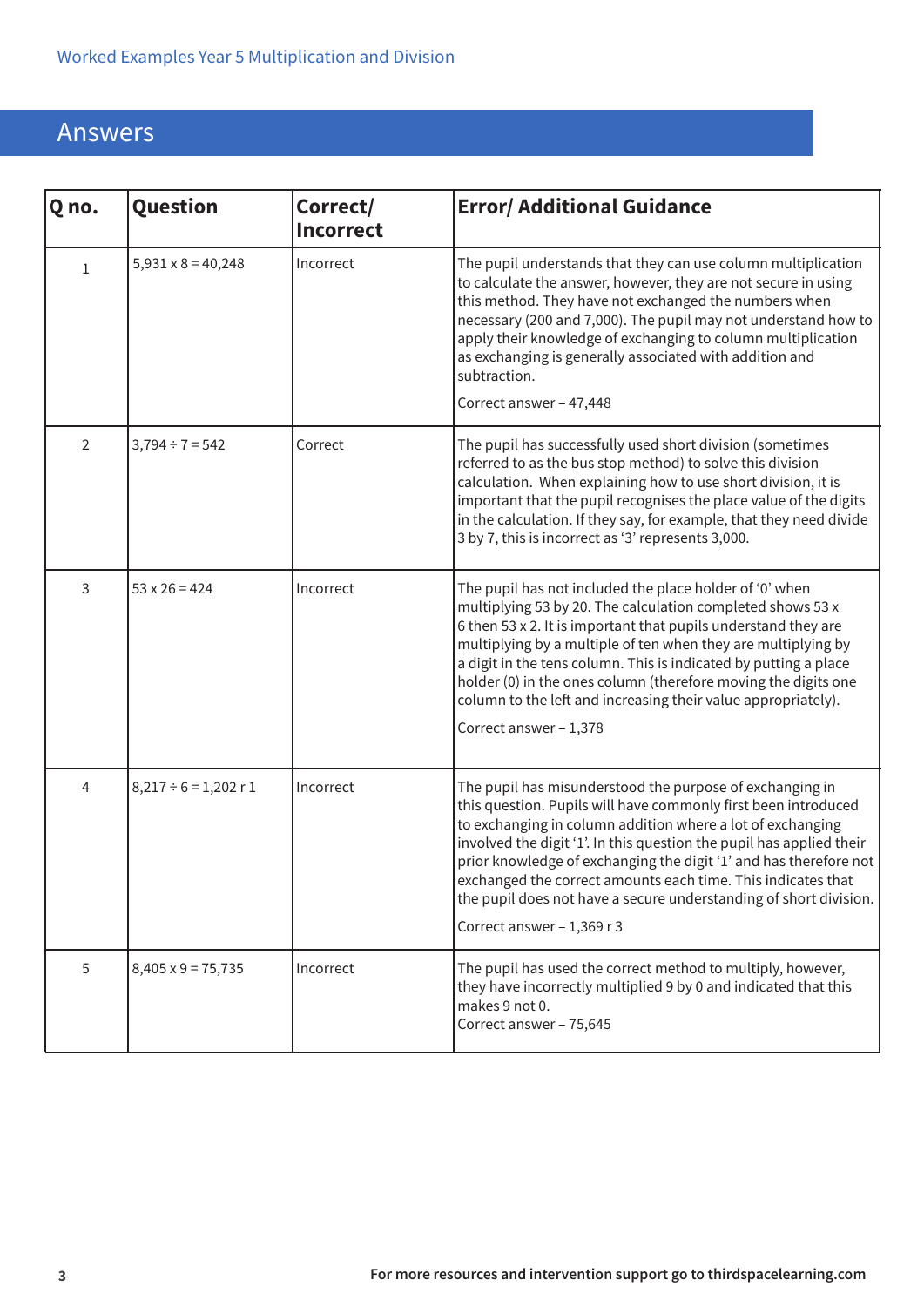## Answers

| Q no. | Question | Correct/ Incorrect | Error/ Additional Guidance |
|---|---|---|---|
| 1 | 5,931 x 8 = 40,248 | Incorrect | The pupil understands that they can use column multiplication to calculate the answer, however, they are not secure in using this method. They have not exchanged the numbers when necessary (200 and 7,000). The pupil may not understand how to apply their knowledge of exchanging to column multiplication as exchanging is generally associated with addition and subtraction.<br><br>Correct answer – 47,448 |
| 2 | 3,794 ÷ 7 = 542 | Correct | The pupil has successfully used short division (sometimes referred to as the bus stop method) to solve this division calculation. When explaining how to use short division, it is important that the pupil recognises the place value of the digits in the calculation. If they say, for example, that they need divide 3 by 7, this is incorrect as '3' represents 3,000. |
| 3 | 53 x 26 = 424 | Incorrect | The pupil has not included the place holder of '0' when multiplying 53 by 20. The calculation completed shows 53 x 6 then 53 x 2. It is important that pupils understand they are multiplying by a multiple of ten when they are multiplying by a digit in the tens column. This is indicated by putting a place holder (0) in the ones column (therefore moving the digits one column to the left and increasing their value appropriately).<br><br>Correct answer – 1,378 |
| 4 | 8,217 ÷ 6 = 1,202 r 1 | Incorrect | The pupil has misunderstood the purpose of exchanging in this question. Pupils will have commonly first been introduced to exchanging in column addition where a lot of exchanging involved the digit '1'. In this question the pupil has applied their prior knowledge of exchanging the digit '1' and has therefore not exchanged the correct amounts each time. This indicates that the pupil does not have a secure understanding of short division.<br><br>Correct answer – 1,369 r 3 |
| 5 | 8,405 x 9 = 75,735 | Incorrect | The pupil has used the correct method to multiply, however, they have incorrectly multiplied 9 by 0 and indicated that this makes 9 not 0.<br>Correct answer – 75,645 |

**For more resources and intervention support go to thirdspacelearning.com**